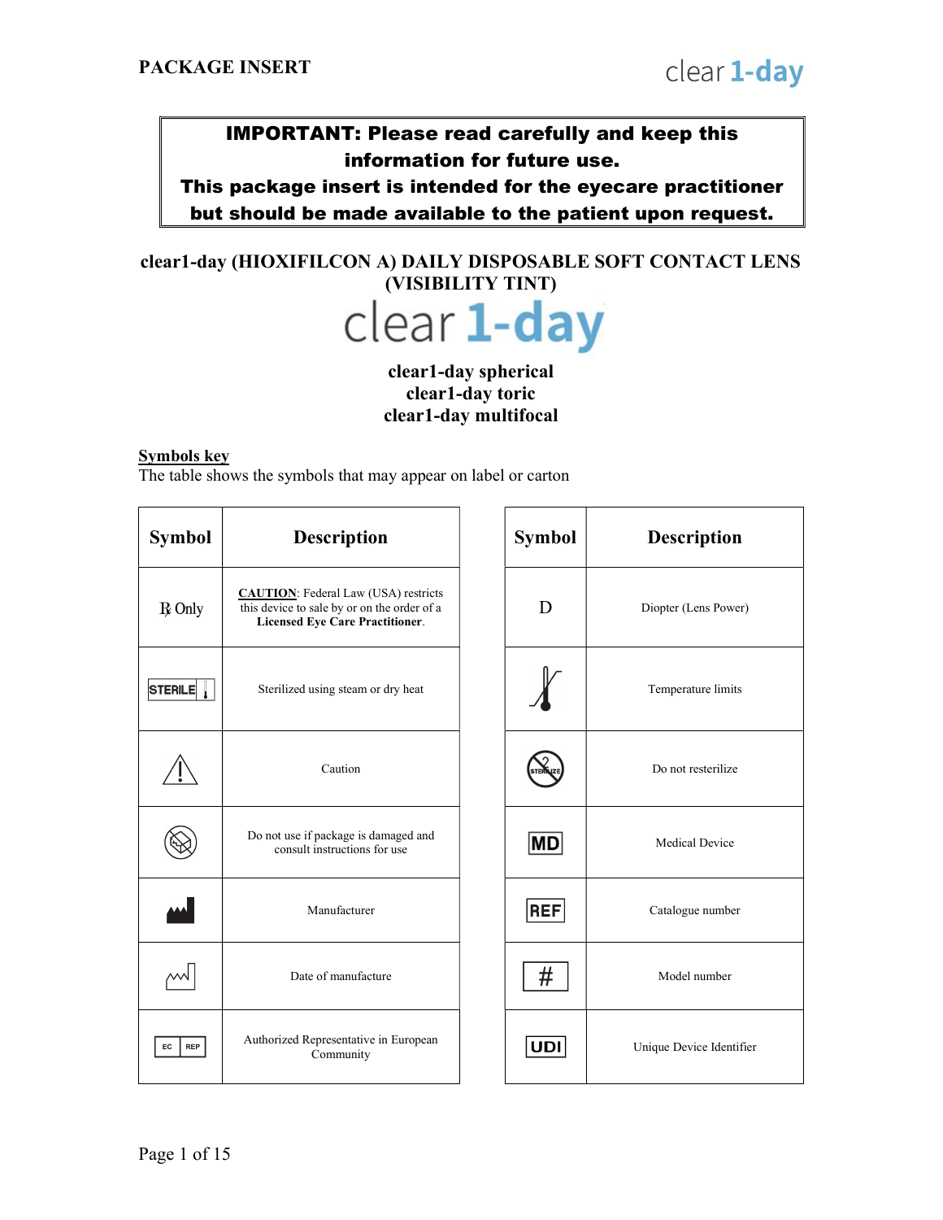**PACKAGE INSERT**

clear **1-day**

| **IMPORTANT: Please read carefully and keep this information for future use. This package insert is intended for the eyecare practitioner but should be made available to the patient upon request.** |
|---|

## clear1-day (HIOXIFILCON A) DAILY DISPOSABLE SOFT CONTACT LENS (VISIBILITY TINT)

clear **1-day**

**clear1-day spherical**
**clear1-day toric**
**clear1-day multifocal**

**Symbols key**

The table shows the symbols that may appear on label or carton

| Symbol | Description |
|---|---|
| ℞ Only | **CAUTION**: Federal Law (USA) restricts this device to sale by or on the order of a **Licensed Eye Care Practitioner**. |
| STERILE | Sterilized using steam or dry heat |
| ⚠ | Caution |
| | Do not use if package is damaged and consult instructions for use |
| | Manufacturer |
| | Date of manufacture |
| EC REP | Authorized Representative in European Community |

| Symbol | Description |
|---|---|
| D | Diopter (Lens Power) |
| | Temperature limits |
| STERILIZE | Do not resterilize |
| MD | Medical Device |
| REF | Catalogue number |
| # | Model number |
| UDI | Unique Device Identifier |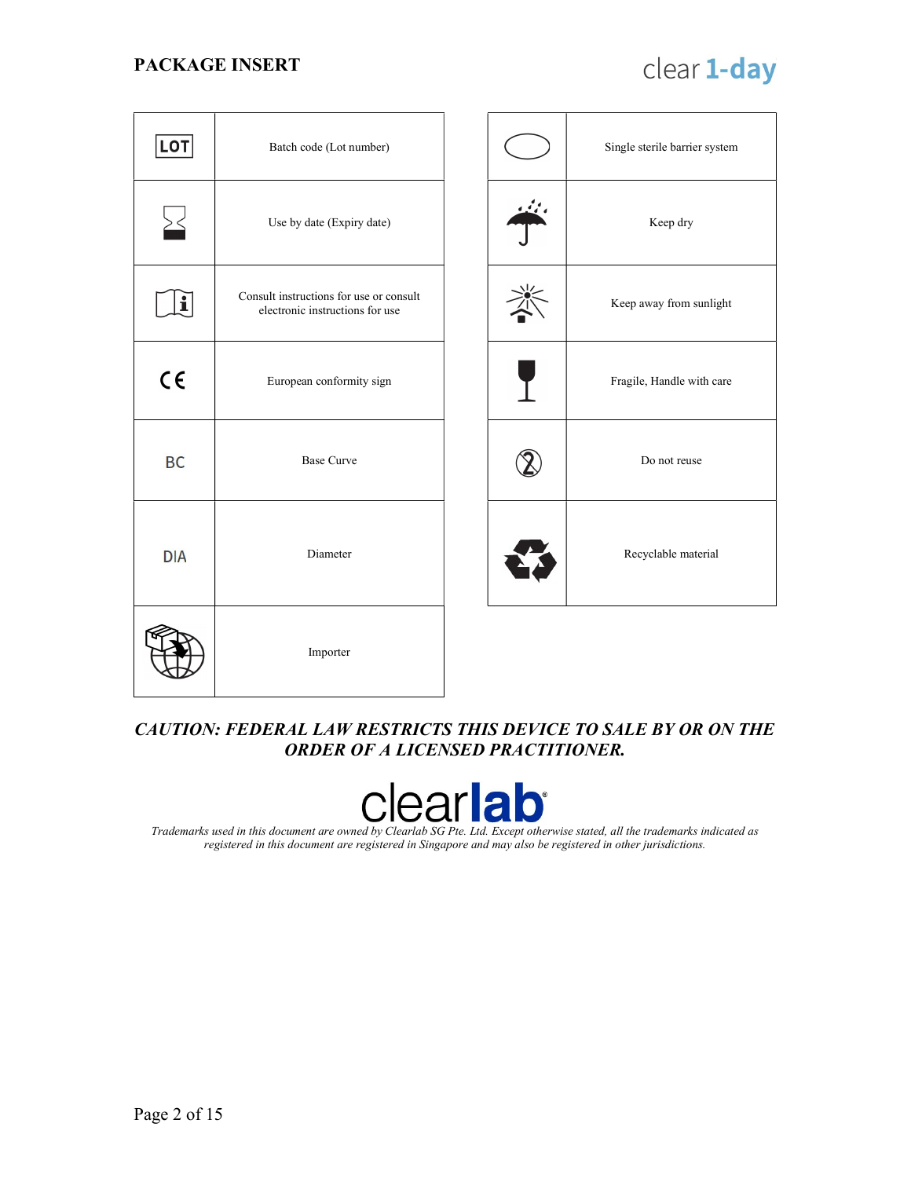| Symbol | Description |
|---|---|
| LOT | Batch code (Lot number) |
| | Use by date (Expiry date) |
| | Consult instructions for use or consult electronic instructions for use |
| CE | European conformity sign |
| BC | Base Curve |
| DIA | Diameter |
| | Importer |

| Symbol | Description |
|---|---|
| | Single sterile barrier system |
| | Keep dry |
| | Keep away from sunlight |
| | Fragile, Handle with care |
| | Do not reuse |
| | Recyclable material |

***CAUTION: FEDERAL LAW RESTRICTS THIS DEVICE TO SALE BY OR ON THE ORDER OF A LICENSED PRACTITIONER.***

clearlab®

*Trademarks used in this document are owned by Clearlab SG Pte. Ltd. Except otherwise stated, all the trademarks indicated as registered in this document are registered in Singapore and may also be registered in other jurisdictions.*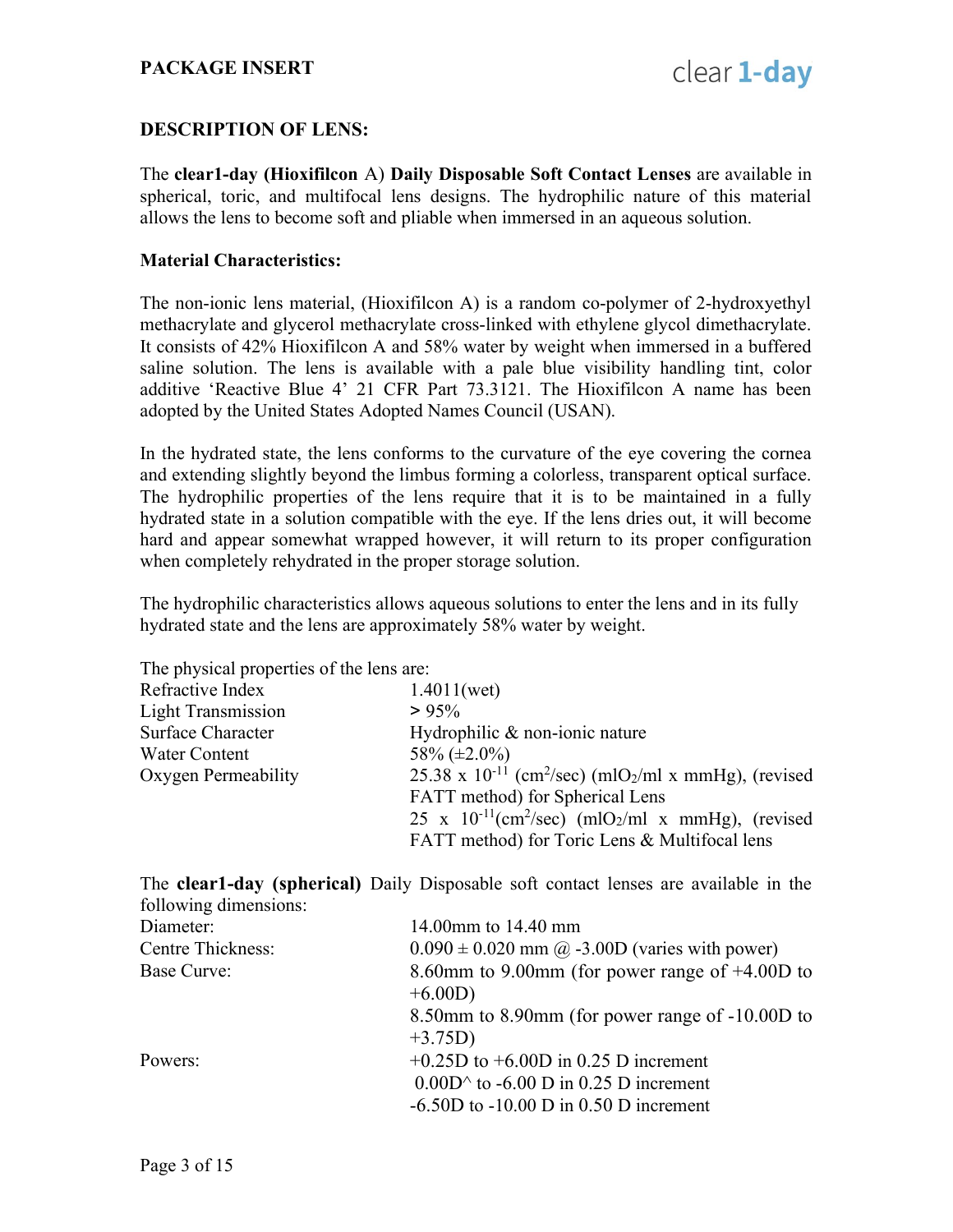## DESCRIPTION OF LENS:

The **clear1-day (Hioxifilcon** A) **Daily Disposable Soft Contact Lenses** are available in spherical, toric, and multifocal lens designs. The hydrophilic nature of this material allows the lens to become soft and pliable when immersed in an aqueous solution.

### Material Characteristics:

The non-ionic lens material, (Hioxifilcon A) is a random co-polymer of 2-hydroxyethyl methacrylate and glycerol methacrylate cross-linked with ethylene glycol dimethacrylate. It consists of 42% Hioxifilcon A and 58% water by weight when immersed in a buffered saline solution. The lens is available with a pale blue visibility handling tint, color additive 'Reactive Blue 4' 21 CFR Part 73.3121. The Hioxifilcon A name has been adopted by the United States Adopted Names Council (USAN).

In the hydrated state, the lens conforms to the curvature of the eye covering the cornea and extending slightly beyond the limbus forming a colorless, transparent optical surface. The hydrophilic properties of the lens require that it is to be maintained in a fully hydrated state in a solution compatible with the eye. If the lens dries out, it will become hard and appear somewhat wrapped however, it will return to its proper configuration when completely rehydrated in the proper storage solution.

The hydrophilic characteristics allows aqueous solutions to enter the lens and in its fully hydrated state and the lens are approximately 58% water by weight.

The physical properties of the lens are:

| | |
|---|---|
| Refractive Index | 1.4011(wet) |
| Light Transmission | > 95% |
| Surface Character | Hydrophilic & non-ionic nature |
| Water Content | 58% (±2.0%) |
| Oxygen Permeability | $25.38 \times 10^{-11}$ ($cm^2$/sec) ($mlO_2$/ml x mmHg), (revised FATT method) for Spherical Lens<br>$25 \times 10^{-11}$($cm^2$/sec) ($mlO_2$/ml x mmHg), (revised FATT method) for Toric Lens & Multifocal lens |

The **clear1-day (spherical)** Daily Disposable soft contact lenses are available in the following dimensions:

| | |
|---|---|
| Diameter: | 14.00mm to 14.40 mm |
| Centre Thickness: | 0.090 ± 0.020 mm @ -3.00D (varies with power) |
| Base Curve: | 8.60mm to 9.00mm (for power range of +4.00D to +6.00D)<br>8.50mm to 8.90mm (for power range of -10.00D to +3.75D) |
| Powers: | +0.25D to +6.00D in 0.25 D increment<br>0.00D^ to -6.00 D in 0.25 D increment<br>-6.50D to -10.00 D in 0.50 D increment |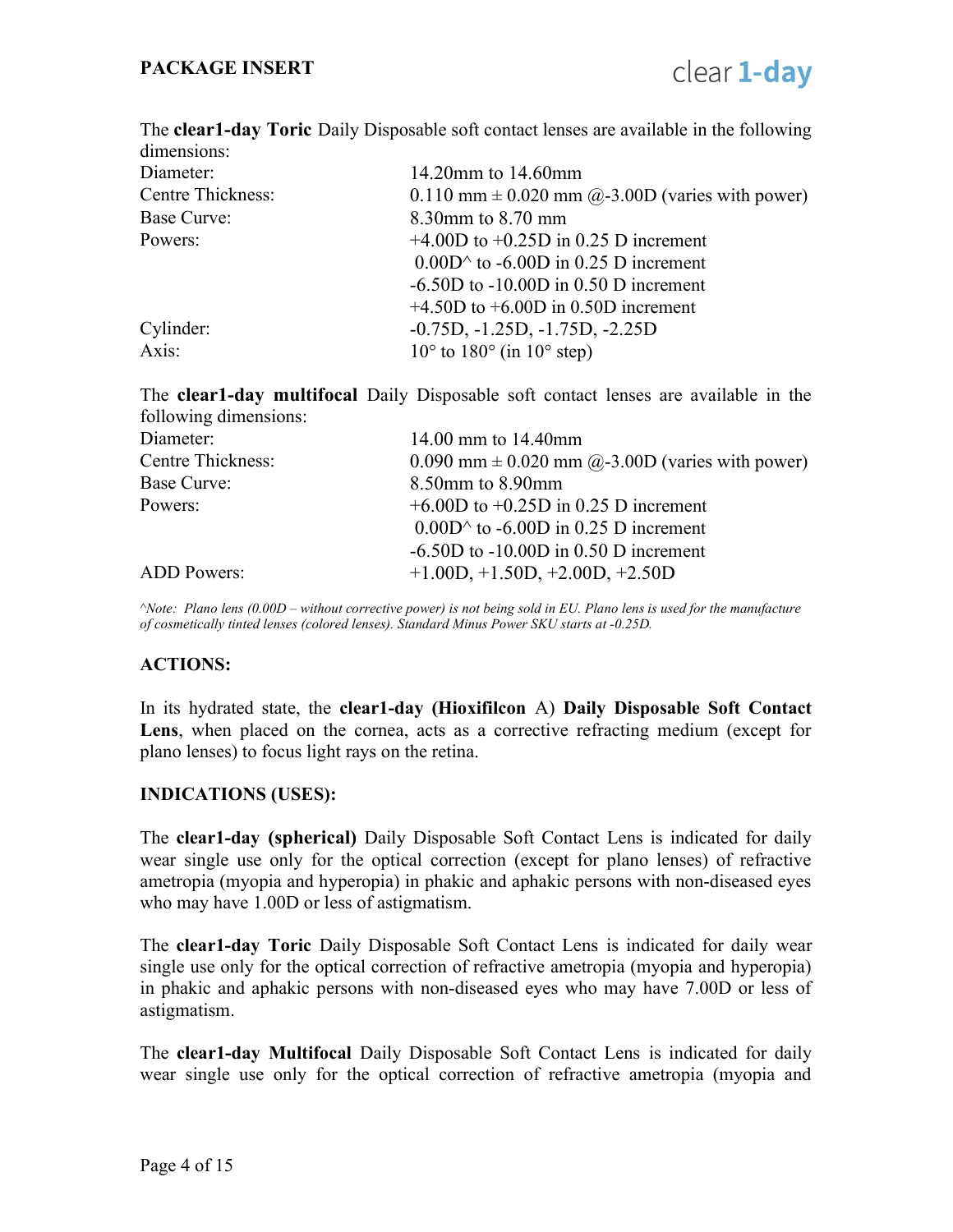The **clear1-day Toric** Daily Disposable soft contact lenses are available in the following dimensions:

| | |
|---|---|
| Diameter: | 14.20mm to 14.60mm |
| Centre Thickness: | 0.110 mm ± 0.020 mm @-3.00D (varies with power) |
| Base Curve: | 8.30mm to 8.70 mm |
| Powers: | +4.00D to +0.25D in 0.25 D increment |
| | 0.00D^ to -6.00D in 0.25 D increment |
| | -6.50D to -10.00D in 0.50 D increment |
| | +4.50D to +6.00D in 0.50D increment |
| Cylinder: | -0.75D, -1.25D, -1.75D, -2.25D |
| Axis: | 10° to 180° (in 10° step) |

The **clear1-day multifocal** Daily Disposable soft contact lenses are available in the following dimensions:

| | |
|---|---|
| Diameter: | 14.00 mm to 14.40mm |
| Centre Thickness: | 0.090 mm ± 0.020 mm @-3.00D (varies with power) |
| Base Curve: | 8.50mm to 8.90mm |
| Powers: | +6.00D to +0.25D in 0.25 D increment |
| | 0.00D^ to -6.00D in 0.25 D increment |
| | -6.50D to -10.00D in 0.50 D increment |
| ADD Powers: | +1.00D, +1.50D, +2.00D, +2.50D |

*^Note: Plano lens (0.00D – without corrective power) is not being sold in EU. Plano lens is used for the manufacture of cosmetically tinted lenses (colored lenses). Standard Minus Power SKU starts at -0.25D.*

## ACTIONS:

In its hydrated state, the **clear1-day (Hioxifilcon** A) **Daily Disposable Soft Contact Lens**, when placed on the cornea, acts as a corrective refracting medium (except for plano lenses) to focus light rays on the retina.

## INDICATIONS (USES):

The **clear1-day (spherical)** Daily Disposable Soft Contact Lens is indicated for daily wear single use only for the optical correction (except for plano lenses) of refractive ametropia (myopia and hyperopia) in phakic and aphakic persons with non-diseased eyes who may have 1.00D or less of astigmatism.

The **clear1-day Toric** Daily Disposable Soft Contact Lens is indicated for daily wear single use only for the optical correction of refractive ametropia (myopia and hyperopia) in phakic and aphakic persons with non-diseased eyes who may have 7.00D or less of astigmatism.

The **clear1-day Multifocal** Daily Disposable Soft Contact Lens is indicated for daily wear single use only for the optical correction of refractive ametropia (myopia and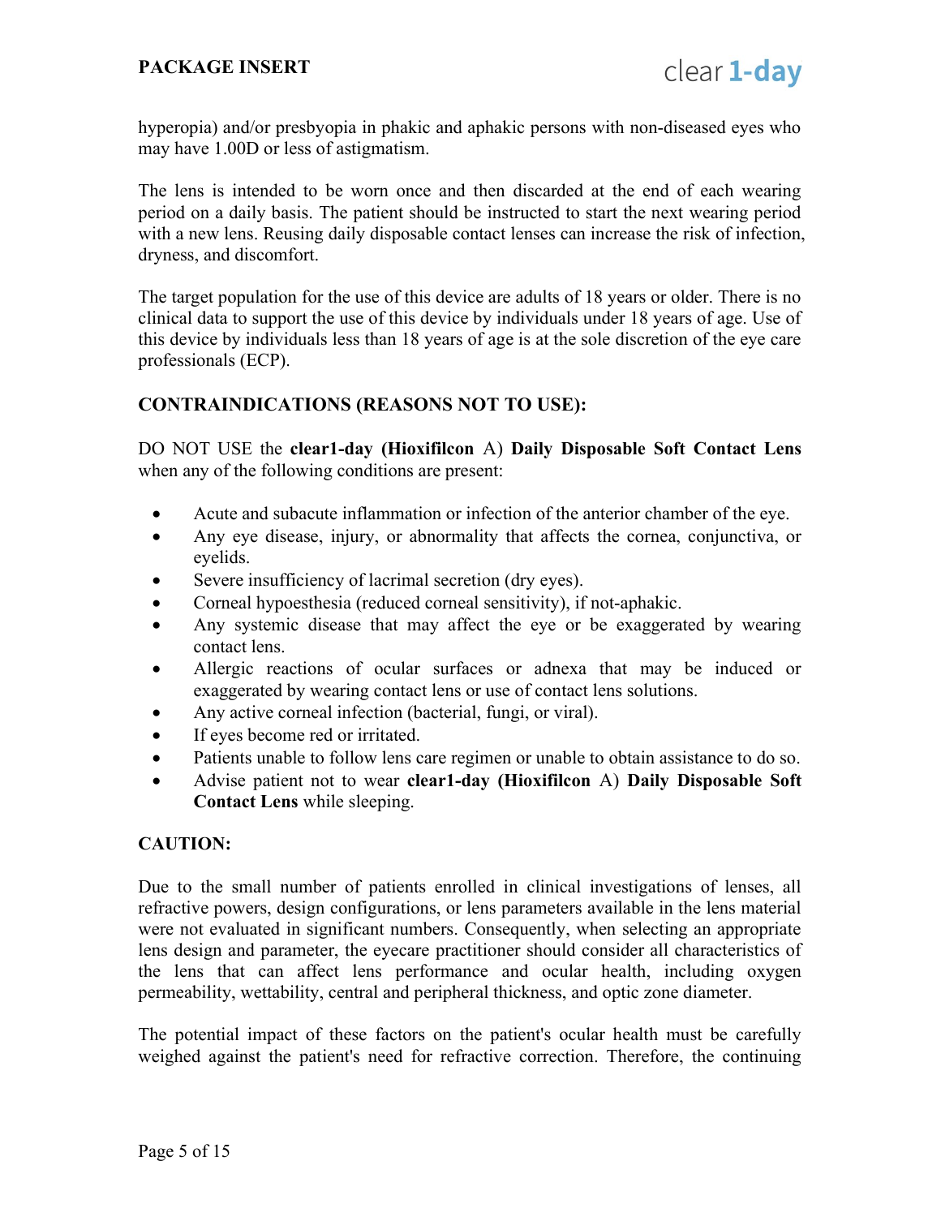hyperopia) and/or presbyopia in phakic and aphakic persons with non-diseased eyes who may have 1.00D or less of astigmatism.

The lens is intended to be worn once and then discarded at the end of each wearing period on a daily basis. The patient should be instructed to start the next wearing period with a new lens. Reusing daily disposable contact lenses can increase the risk of infection, dryness, and discomfort.

The target population for the use of this device are adults of 18 years or older. There is no clinical data to support the use of this device by individuals under 18 years of age. Use of this device by individuals less than 18 years of age is at the sole discretion of the eye care professionals (ECP).

## CONTRAINDICATIONS (REASONS NOT TO USE):

DO NOT USE the **clear1-day (Hioxifilcon** A) **Daily Disposable Soft Contact Lens** when any of the following conditions are present:

- Acute and subacute inflammation or infection of the anterior chamber of the eye.
- Any eye disease, injury, or abnormality that affects the cornea, conjunctiva, or eyelids.
- Severe insufficiency of lacrimal secretion (dry eyes).
- Corneal hypoesthesia (reduced corneal sensitivity), if not-aphakic.
- Any systemic disease that may affect the eye or be exaggerated by wearing contact lens.
- Allergic reactions of ocular surfaces or adnexa that may be induced or exaggerated by wearing contact lens or use of contact lens solutions.
- Any active corneal infection (bacterial, fungi, or viral).
- If eyes become red or irritated.
- Patients unable to follow lens care regimen or unable to obtain assistance to do so.
- Advise patient not to wear **clear1-day (Hioxifilcon** A) **Daily Disposable Soft Contact Lens** while sleeping.

## CAUTION:

Due to the small number of patients enrolled in clinical investigations of lenses, all refractive powers, design configurations, or lens parameters available in the lens material were not evaluated in significant numbers. Consequently, when selecting an appropriate lens design and parameter, the eyecare practitioner should consider all characteristics of the lens that can affect lens performance and ocular health, including oxygen permeability, wettability, central and peripheral thickness, and optic zone diameter.

The potential impact of these factors on the patient's ocular health must be carefully weighed against the patient's need for refractive correction. Therefore, the continuing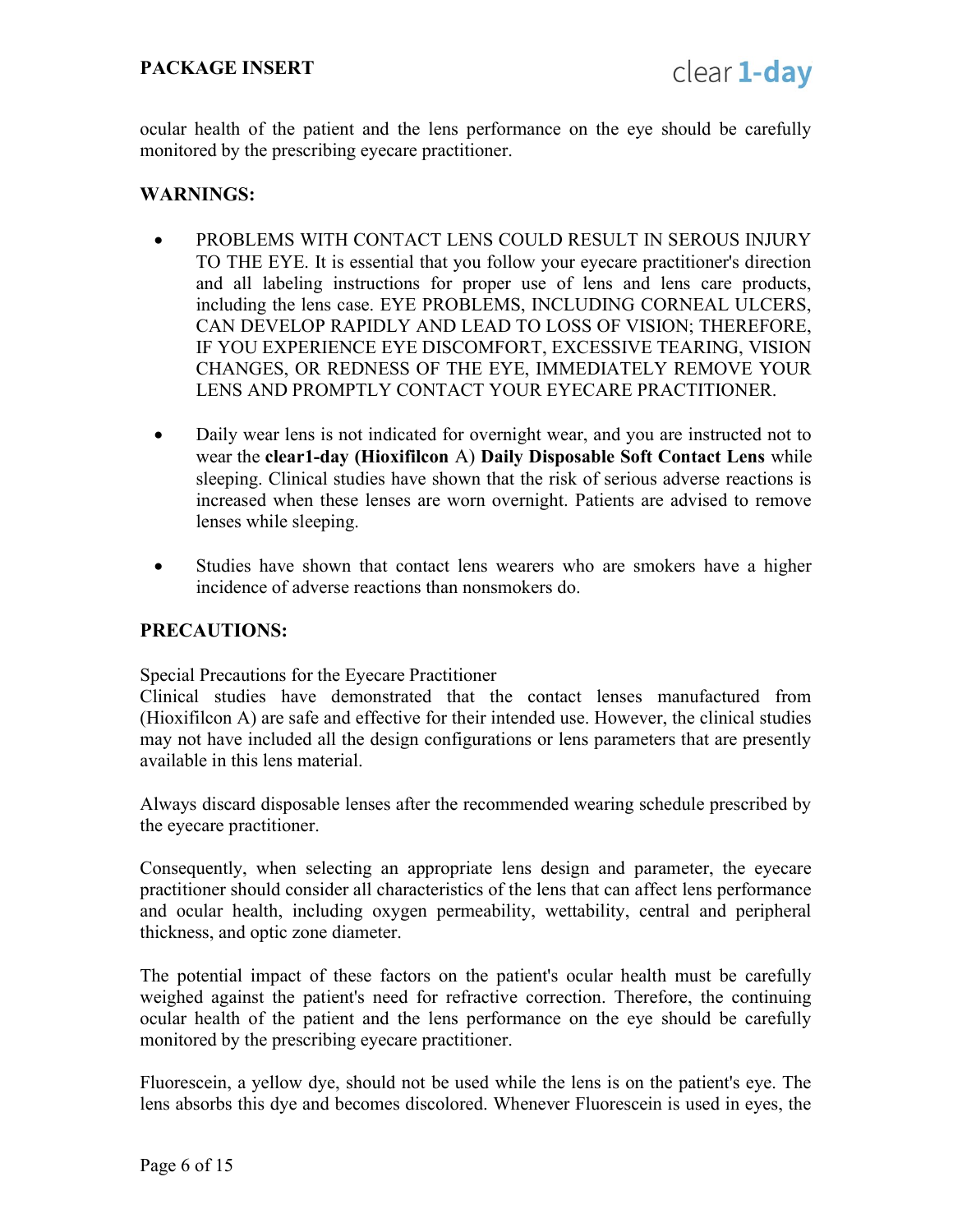ocular health of the patient and the lens performance on the eye should be carefully monitored by the prescribing eyecare practitioner.

## WARNINGS:

- PROBLEMS WITH CONTACT LENS COULD RESULT IN SEROUS INJURY TO THE EYE. It is essential that you follow your eyecare practitioner's direction and all labeling instructions for proper use of lens and lens care products, including the lens case. EYE PROBLEMS, INCLUDING CORNEAL ULCERS, CAN DEVELOP RAPIDLY AND LEAD TO LOSS OF VISION; THEREFORE, IF YOU EXPERIENCE EYE DISCOMFORT, EXCESSIVE TEARING, VISION CHANGES, OR REDNESS OF THE EYE, IMMEDIATELY REMOVE YOUR LENS AND PROMPTLY CONTACT YOUR EYECARE PRACTITIONER.

- Daily wear lens is not indicated for overnight wear, and you are instructed not to wear the **clear1-day (Hioxifilcon** A) **Daily Disposable Soft Contact Lens** while sleeping. Clinical studies have shown that the risk of serious adverse reactions is increased when these lenses are worn overnight. Patients are advised to remove lenses while sleeping.

- Studies have shown that contact lens wearers who are smokers have a higher incidence of adverse reactions than nonsmokers do.

## PRECAUTIONS:

Special Precautions for the Eyecare Practitioner
Clinical studies have demonstrated that the contact lenses manufactured from (Hioxifilcon A) are safe and effective for their intended use. However, the clinical studies may not have included all the design configurations or lens parameters that are presently available in this lens material.

Always discard disposable lenses after the recommended wearing schedule prescribed by the eyecare practitioner.

Consequently, when selecting an appropriate lens design and parameter, the eyecare practitioner should consider all characteristics of the lens that can affect lens performance and ocular health, including oxygen permeability, wettability, central and peripheral thickness, and optic zone diameter.

The potential impact of these factors on the patient's ocular health must be carefully weighed against the patient's need for refractive correction. Therefore, the continuing ocular health of the patient and the lens performance on the eye should be carefully monitored by the prescribing eyecare practitioner.

Fluorescein, a yellow dye, should not be used while the lens is on the patient's eye. The lens absorbs this dye and becomes discolored. Whenever Fluorescein is used in eyes, the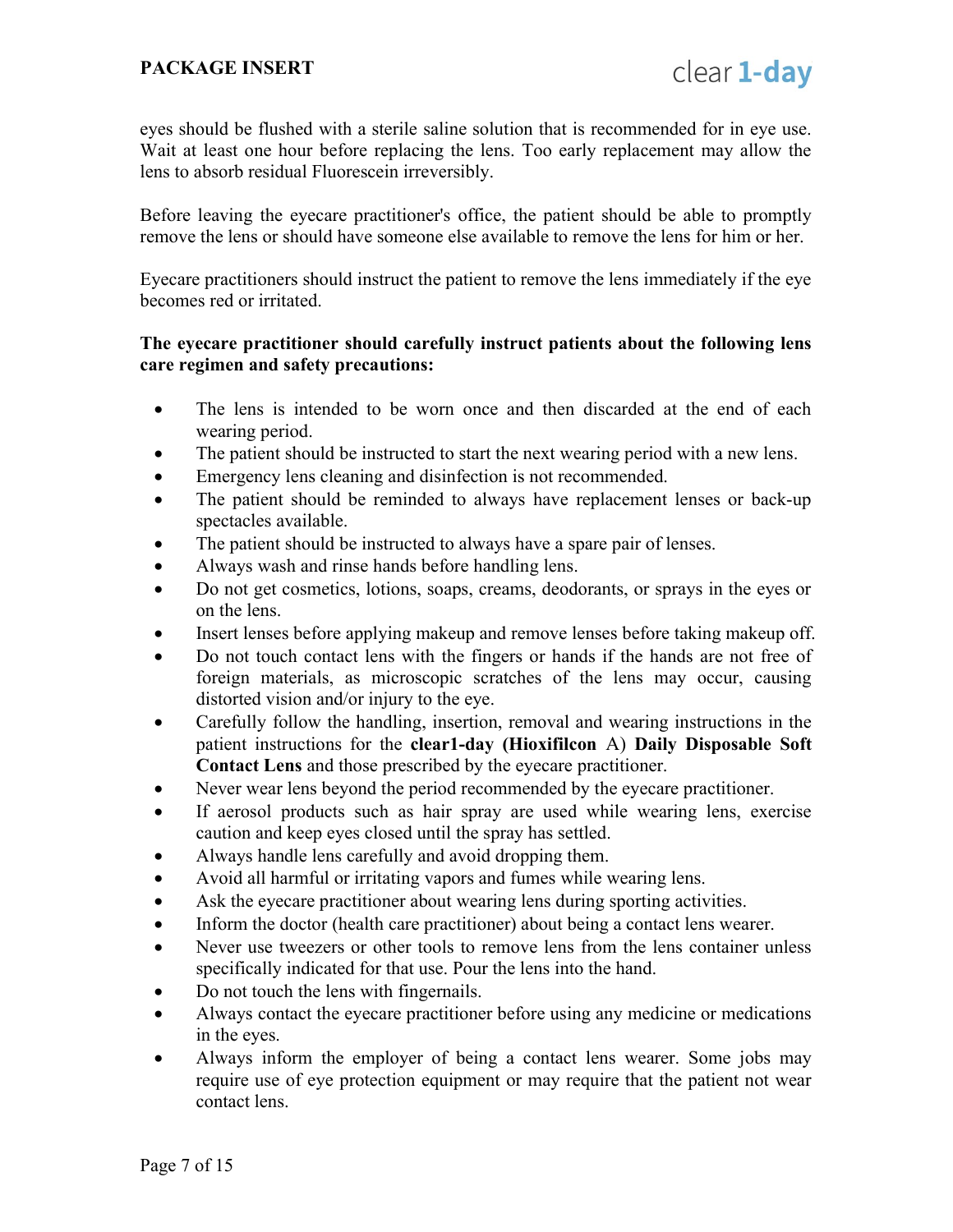eyes should be flushed with a sterile saline solution that is recommended for in eye use. Wait at least one hour before replacing the lens. Too early replacement may allow the lens to absorb residual Fluorescein irreversibly.

Before leaving the eyecare practitioner's office, the patient should be able to promptly remove the lens or should have someone else available to remove the lens for him or her.

Eyecare practitioners should instruct the patient to remove the lens immediately if the eye becomes red or irritated.

**The eyecare practitioner should carefully instruct patients about the following lens care regimen and safety precautions:**

- The lens is intended to be worn once and then discarded at the end of each wearing period.
- The patient should be instructed to start the next wearing period with a new lens.
- Emergency lens cleaning and disinfection is not recommended.
- The patient should be reminded to always have replacement lenses or back-up spectacles available.
- The patient should be instructed to always have a spare pair of lenses.
- Always wash and rinse hands before handling lens.
- Do not get cosmetics, lotions, soaps, creams, deodorants, or sprays in the eyes or on the lens.
- Insert lenses before applying makeup and remove lenses before taking makeup off.
- Do not touch contact lens with the fingers or hands if the hands are not free of foreign materials, as microscopic scratches of the lens may occur, causing distorted vision and/or injury to the eye.
- Carefully follow the handling, insertion, removal and wearing instructions in the patient instructions for the **clear1-day (Hioxifilcon** A) **Daily Disposable Soft Contact Lens** and those prescribed by the eyecare practitioner.
- Never wear lens beyond the period recommended by the eyecare practitioner.
- If aerosol products such as hair spray are used while wearing lens, exercise caution and keep eyes closed until the spray has settled.
- Always handle lens carefully and avoid dropping them.
- Avoid all harmful or irritating vapors and fumes while wearing lens.
- Ask the eyecare practitioner about wearing lens during sporting activities.
- Inform the doctor (health care practitioner) about being a contact lens wearer.
- Never use tweezers or other tools to remove lens from the lens container unless specifically indicated for that use. Pour the lens into the hand.
- Do not touch the lens with fingernails.
- Always contact the eyecare practitioner before using any medicine or medications in the eyes.
- Always inform the employer of being a contact lens wearer. Some jobs may require use of eye protection equipment or may require that the patient not wear contact lens.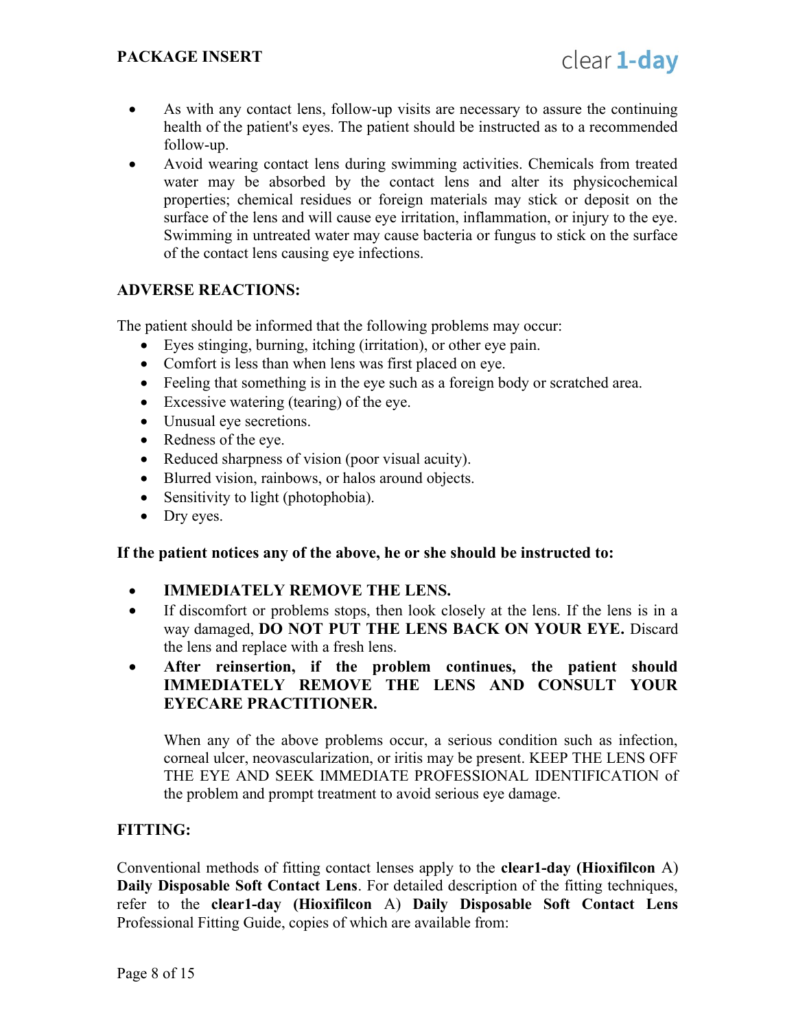- As with any contact lens, follow-up visits are necessary to assure the continuing health of the patient's eyes. The patient should be instructed as to a recommended follow-up.
- Avoid wearing contact lens during swimming activities. Chemicals from treated water may be absorbed by the contact lens and alter its physicochemical properties; chemical residues or foreign materials may stick or deposit on the surface of the lens and will cause eye irritation, inflammation, or injury to the eye. Swimming in untreated water may cause bacteria or fungus to stick on the surface of the contact lens causing eye infections.

## ADVERSE REACTIONS:

The patient should be informed that the following problems may occur:

- Eyes stinging, burning, itching (irritation), or other eye pain.
- Comfort is less than when lens was first placed on eye.
- Feeling that something is in the eye such as a foreign body or scratched area.
- Excessive watering (tearing) of the eye.
- Unusual eye secretions.
- Redness of the eye.
- Reduced sharpness of vision (poor visual acuity).
- Blurred vision, rainbows, or halos around objects.
- Sensitivity to light (photophobia).
- Dry eyes.

**If the patient notices any of the above, he or she should be instructed to:**

- **IMMEDIATELY REMOVE THE LENS.**
- If discomfort or problems stops, then look closely at the lens. If the lens is in a way damaged, **DO NOT PUT THE LENS BACK ON YOUR EYE.** Discard the lens and replace with a fresh lens.
- **After reinsertion, if the problem continues, the patient should IMMEDIATELY REMOVE THE LENS AND CONSULT YOUR EYECARE PRACTITIONER.**

  When any of the above problems occur, a serious condition such as infection, corneal ulcer, neovascularization, or iritis may be present. KEEP THE LENS OFF THE EYE AND SEEK IMMEDIATE PROFESSIONAL IDENTIFICATION of the problem and prompt treatment to avoid serious eye damage.

## FITTING:

Conventional methods of fitting contact lenses apply to the **clear1-day (Hioxifilcon** A) **Daily Disposable Soft Contact Lens**. For detailed description of the fitting techniques, refer to the **clear1-day (Hioxifilcon** A) **Daily Disposable Soft Contact Lens** Professional Fitting Guide, copies of which are available from: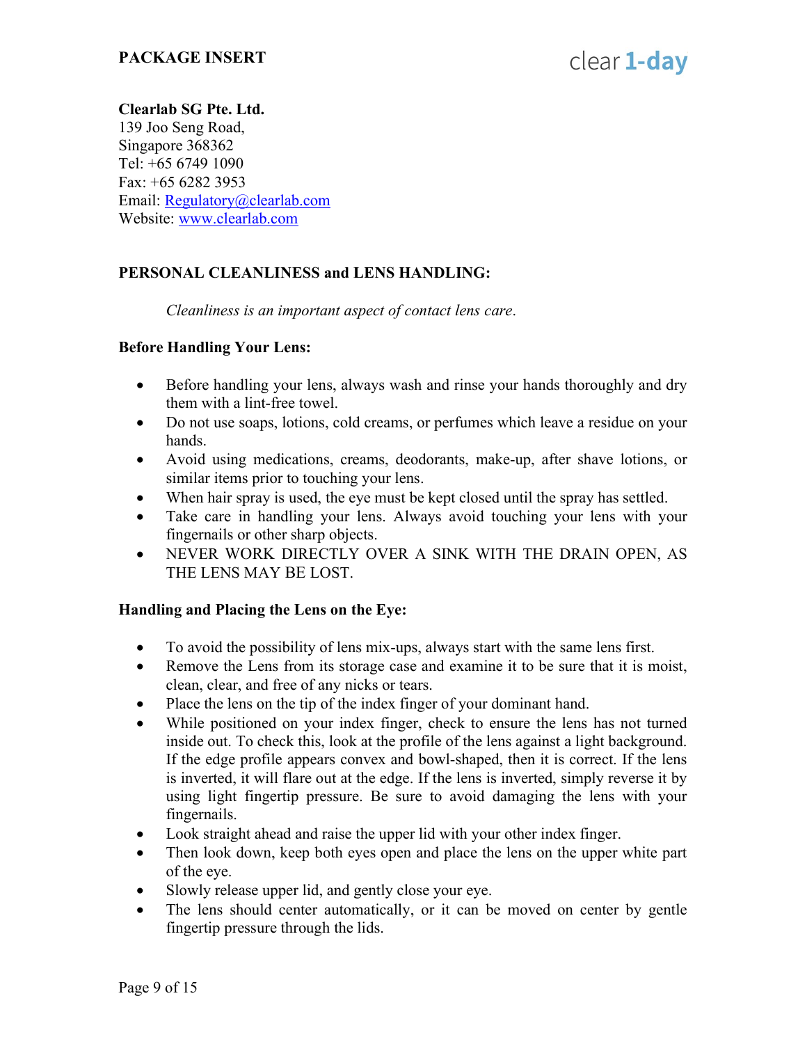**Clearlab SG Pte. Ltd.**
139 Joo Seng Road,
Singapore 368362
Tel: +65 6749 1090
Fax: +65 6282 3953
Email: Regulatory@clearlab.com
Website: www.clearlab.com

## PERSONAL CLEANLINESS and LENS HANDLING:

*Cleanliness is an important aspect of contact lens care.*

### Before Handling Your Lens:

- Before handling your lens, always wash and rinse your hands thoroughly and dry them with a lint-free towel.
- Do not use soaps, lotions, cold creams, or perfumes which leave a residue on your hands.
- Avoid using medications, creams, deodorants, make-up, after shave lotions, or similar items prior to touching your lens.
- When hair spray is used, the eye must be kept closed until the spray has settled.
- Take care in handling your lens. Always avoid touching your lens with your fingernails or other sharp objects.
- NEVER WORK DIRECTLY OVER A SINK WITH THE DRAIN OPEN, AS THE LENS MAY BE LOST.

### Handling and Placing the Lens on the Eye:

- To avoid the possibility of lens mix-ups, always start with the same lens first.
- Remove the Lens from its storage case and examine it to be sure that it is moist, clean, clear, and free of any nicks or tears.
- Place the lens on the tip of the index finger of your dominant hand.
- While positioned on your index finger, check to ensure the lens has not turned inside out. To check this, look at the profile of the lens against a light background. If the edge profile appears convex and bowl-shaped, then it is correct. If the lens is inverted, it will flare out at the edge. If the lens is inverted, simply reverse it by using light fingertip pressure. Be sure to avoid damaging the lens with your fingernails.
- Look straight ahead and raise the upper lid with your other index finger.
- Then look down, keep both eyes open and place the lens on the upper white part of the eye.
- Slowly release upper lid, and gently close your eye.
- The lens should center automatically, or it can be moved on center by gentle fingertip pressure through the lids.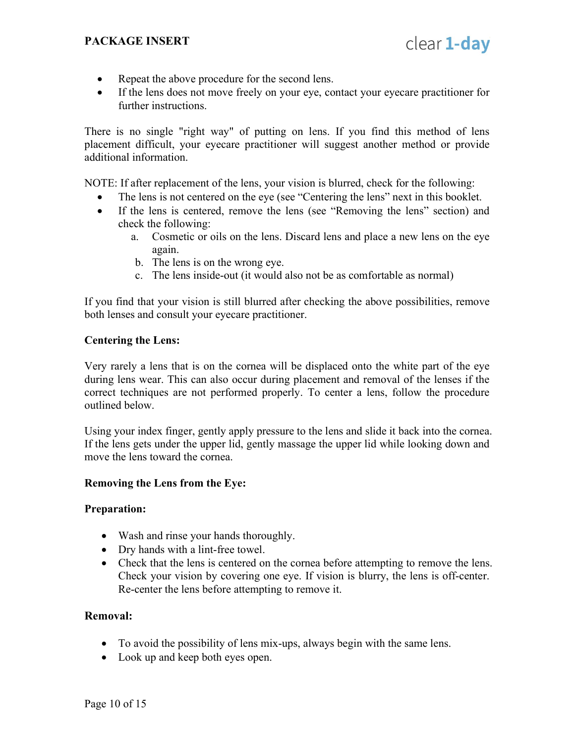- Repeat the above procedure for the second lens.
- If the lens does not move freely on your eye, contact your eyecare practitioner for further instructions.

There is no single "right way" of putting on lens. If you find this method of lens placement difficult, your eyecare practitioner will suggest another method or provide additional information.

NOTE: If after replacement of the lens, your vision is blurred, check for the following:

- The lens is not centered on the eye (see “Centering the lens” next in this booklet.
- If the lens is centered, remove the lens (see “Removing the lens” section) and check the following:
    a. Cosmetic or oils on the lens. Discard lens and place a new lens on the eye again.
    b. The lens is on the wrong eye.
    c. The lens inside-out (it would also not be as comfortable as normal)

If you find that your vision is still blurred after checking the above possibilities, remove both lenses and consult your eyecare practitioner.

**Centering the Lens:**

Very rarely a lens that is on the cornea will be displaced onto the white part of the eye during lens wear. This can also occur during placement and removal of the lenses if the correct techniques are not performed properly. To center a lens, follow the procedure outlined below.

Using your index finger, gently apply pressure to the lens and slide it back into the cornea. If the lens gets under the upper lid, gently massage the upper lid while looking down and move the lens toward the cornea.

**Removing the Lens from the Eye:**

**Preparation:**

- Wash and rinse your hands thoroughly.
- Dry hands with a lint-free towel.
- Check that the lens is centered on the cornea before attempting to remove the lens. Check your vision by covering one eye. If vision is blurry, the lens is off-center. Re-center the lens before attempting to remove it.

**Removal:**

- To avoid the possibility of lens mix-ups, always begin with the same lens.
- Look up and keep both eyes open.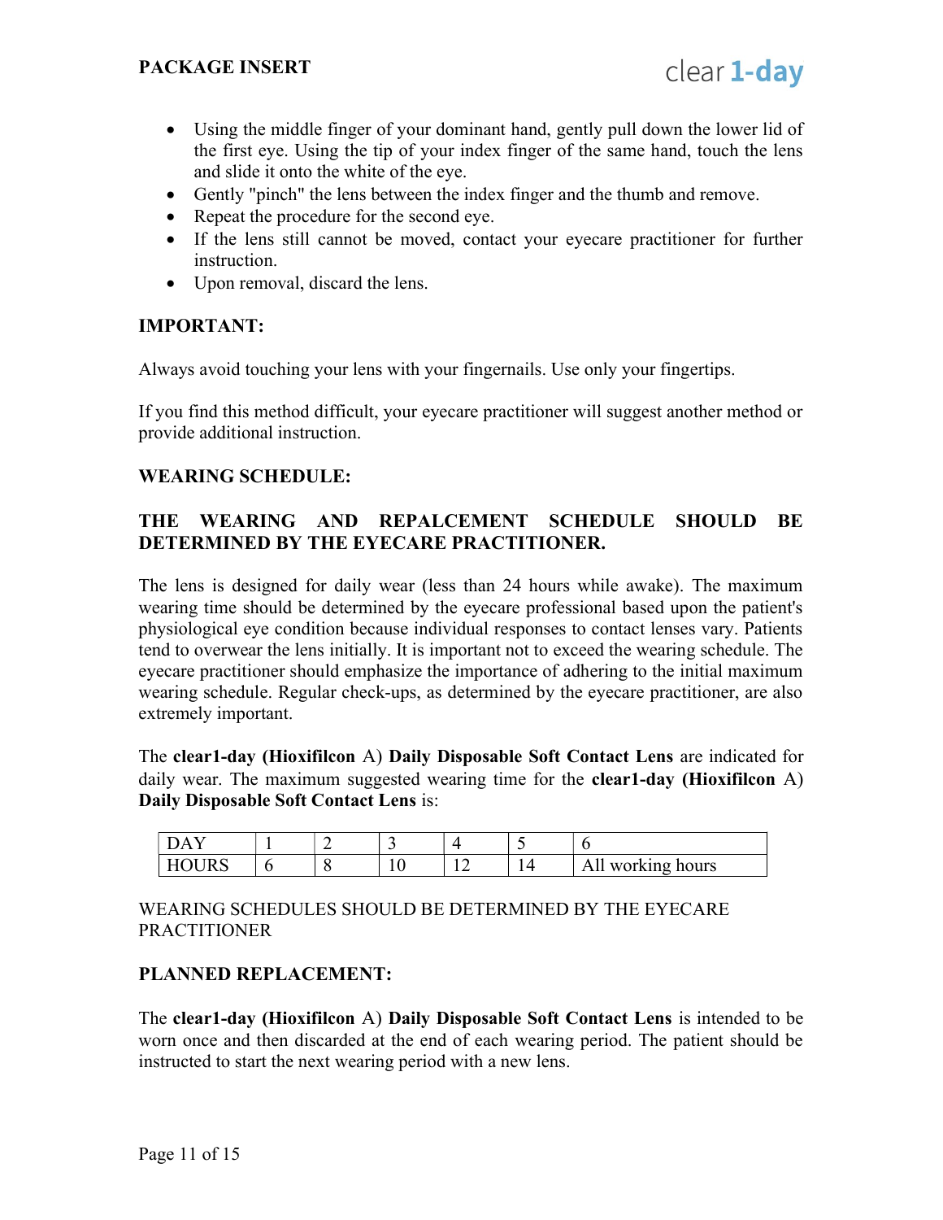- Using the middle finger of your dominant hand, gently pull down the lower lid of the first eye. Using the tip of your index finger of the same hand, touch the lens and slide it onto the white of the eye.
- Gently "pinch" the lens between the index finger and the thumb and remove.
- Repeat the procedure for the second eye.
- If the lens still cannot be moved, contact your eyecare practitioner for further instruction.
- Upon removal, discard the lens.

**IMPORTANT:**

Always avoid touching your lens with your fingernails. Use only your fingertips.

If you find this method difficult, your eyecare practitioner will suggest another method or provide additional instruction.

**WEARING SCHEDULE:**

**THE WEARING AND REPALCEMENT SCHEDULE SHOULD BE DETERMINED BY THE EYECARE PRACTITIONER.**

The lens is designed for daily wear (less than 24 hours while awake). The maximum wearing time should be determined by the eyecare professional based upon the patient's physiological eye condition because individual responses to contact lenses vary. Patients tend to overwear the lens initially. It is important not to exceed the wearing schedule. The eyecare practitioner should emphasize the importance of adhering to the initial maximum wearing schedule. Regular check-ups, as determined by the eyecare practitioner, are also extremely important.

The **clear1-day (Hioxifilcon** A) **Daily Disposable Soft Contact Lens** are indicated for daily wear. The maximum suggested wearing time for the **clear1-day (Hioxifilcon** A) **Daily Disposable Soft Contact Lens** is:

| DAY | 1 | 2 | 3 | 4 | 5 | 6 |
|---|---|---|---|---|---|---|
| HOURS | 6 | 8 | 10 | 12 | 14 | All working hours |

WEARING SCHEDULES SHOULD BE DETERMINED BY THE EYECARE PRACTITIONER

**PLANNED REPLACEMENT:**

The **clear1-day (Hioxifilcon** A) **Daily Disposable Soft Contact Lens** is intended to be worn once and then discarded at the end of each wearing period. The patient should be instructed to start the next wearing period with a new lens.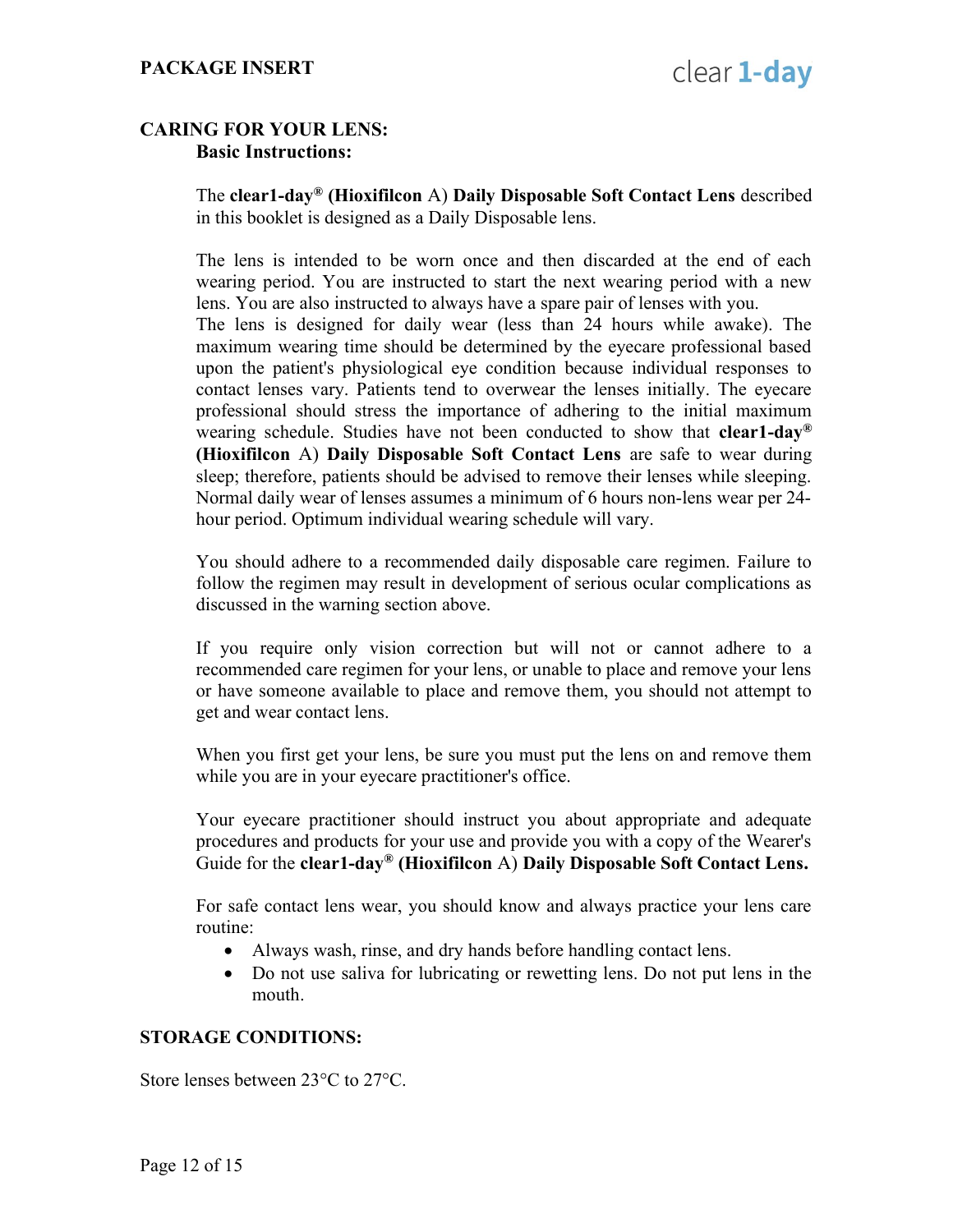## CARING FOR YOUR LENS:

### Basic Instructions:

The **clear1-day® (Hioxifilcon** A) **Daily Disposable Soft Contact Lens** described in this booklet is designed as a Daily Disposable lens.

The lens is intended to be worn once and then discarded at the end of each wearing period. You are instructed to start the next wearing period with a new lens. You are also instructed to always have a spare pair of lenses with you.
The lens is designed for daily wear (less than 24 hours while awake). The maximum wearing time should be determined by the eyecare professional based upon the patient's physiological eye condition because individual responses to contact lenses vary. Patients tend to overwear the lenses initially. The eyecare professional should stress the importance of adhering to the initial maximum wearing schedule. Studies have not been conducted to show that **clear1-day® (Hioxifilcon** A) **Daily Disposable Soft Contact Lens** are safe to wear during sleep; therefore, patients should be advised to remove their lenses while sleeping. Normal daily wear of lenses assumes a minimum of 6 hours non-lens wear per 24-hour period. Optimum individual wearing schedule will vary.

You should adhere to a recommended daily disposable care regimen. Failure to follow the regimen may result in development of serious ocular complications as discussed in the warning section above.

If you require only vision correction but will not or cannot adhere to a recommended care regimen for your lens, or unable to place and remove your lens or have someone available to place and remove them, you should not attempt to get and wear contact lens.

When you first get your lens, be sure you must put the lens on and remove them while you are in your eyecare practitioner's office.

Your eyecare practitioner should instruct you about appropriate and adequate procedures and products for your use and provide you with a copy of the Wearer's Guide for the **clear1-day® (Hioxifilcon** A) **Daily Disposable Soft Contact Lens.**

For safe contact lens wear, you should know and always practice your lens care routine:

- Always wash, rinse, and dry hands before handling contact lens.
- Do not use saliva for lubricating or rewetting lens. Do not put lens in the mouth.

## STORAGE CONDITIONS:

Store lenses between 23°C to 27°C.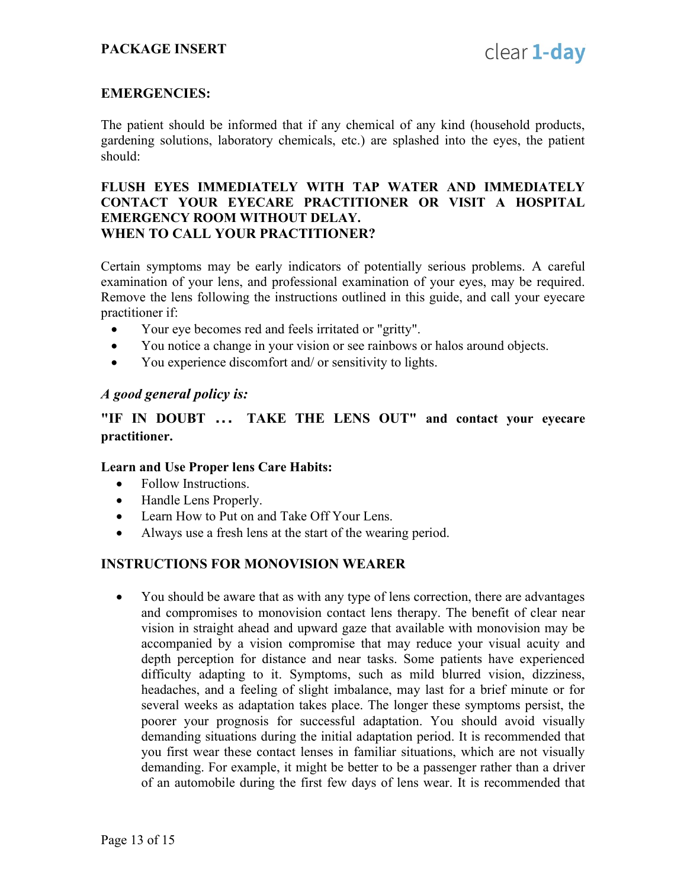## EMERGENCIES:

The patient should be informed that if any chemical of any kind (household products, gardening solutions, laboratory chemicals, etc.) are splashed into the eyes, the patient should:

**FLUSH EYES IMMEDIATELY WITH TAP WATER AND IMMEDIATELY CONTACT YOUR EYECARE PRACTITIONER OR VISIT A HOSPITAL EMERGENCY ROOM WITHOUT DELAY.**
**WHEN TO CALL YOUR PRACTITIONER?**

Certain symptoms may be early indicators of potentially serious problems. A careful examination of your lens, and professional examination of your eyes, may be required. Remove the lens following the instructions outlined in this guide, and call your eyecare practitioner if:

- Your eye becomes red and feels irritated or "gritty".
- You notice a change in your vision or see rainbows or halos around objects.
- You experience discomfort and/ or sensitivity to lights.

***A good general policy is:***

**"IF IN DOUBT ... TAKE THE LENS OUT" and contact your eyecare practitioner.**

**Learn and Use Proper lens Care Habits:**

- Follow Instructions.
- Handle Lens Properly.
- Learn How to Put on and Take Off Your Lens.
- Always use a fresh lens at the start of the wearing period.

## INSTRUCTIONS FOR MONOVISION WEARER

- You should be aware that as with any type of lens correction, there are advantages and compromises to monovision contact lens therapy. The benefit of clear near vision in straight ahead and upward gaze that available with monovision may be accompanied by a vision compromise that may reduce your visual acuity and depth perception for distance and near tasks. Some patients have experienced difficulty adapting to it. Symptoms, such as mild blurred vision, dizziness, headaches, and a feeling of slight imbalance, may last for a brief minute or for several weeks as adaptation takes place. The longer these symptoms persist, the poorer your prognosis for successful adaptation. You should avoid visually demanding situations during the initial adaptation period. It is recommended that you first wear these contact lenses in familiar situations, which are not visually demanding. For example, it might be better to be a passenger rather than a driver of an automobile during the first few days of lens wear. It is recommended that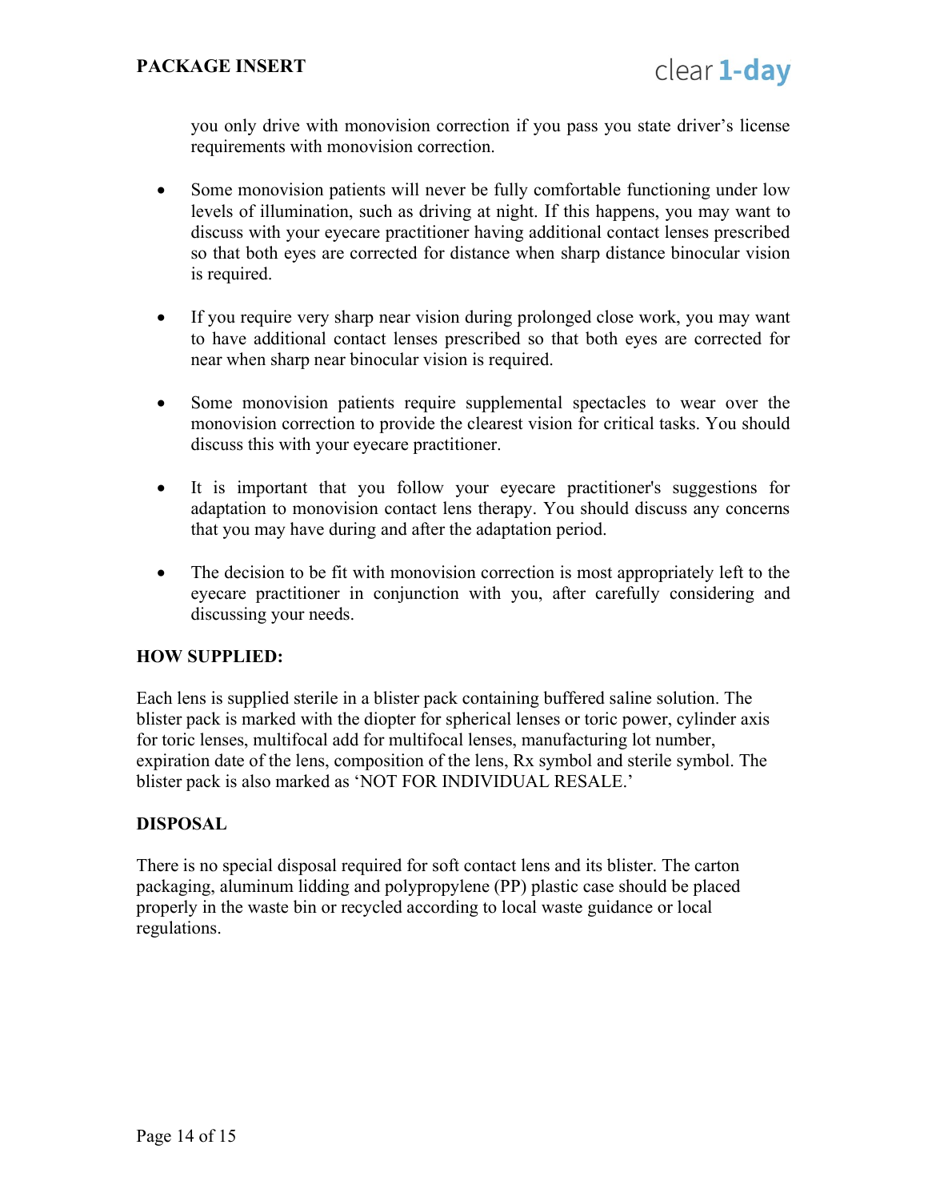you only drive with monovision correction if you pass you state driver's license requirements with monovision correction.

- Some monovision patients will never be fully comfortable functioning under low levels of illumination, such as driving at night. If this happens, you may want to discuss with your eyecare practitioner having additional contact lenses prescribed so that both eyes are corrected for distance when sharp distance binocular vision is required.

- If you require very sharp near vision during prolonged close work, you may want to have additional contact lenses prescribed so that both eyes are corrected for near when sharp near binocular vision is required.

- Some monovision patients require supplemental spectacles to wear over the monovision correction to provide the clearest vision for critical tasks. You should discuss this with your eyecare practitioner.

- It is important that you follow your eyecare practitioner's suggestions for adaptation to monovision contact lens therapy. You should discuss any concerns that you may have during and after the adaptation period.

- The decision to be fit with monovision correction is most appropriately left to the eyecare practitioner in conjunction with you, after carefully considering and discussing your needs.

**HOW SUPPLIED:**

Each lens is supplied sterile in a blister pack containing buffered saline solution. The blister pack is marked with the diopter for spherical lenses or toric power, cylinder axis for toric lenses, multifocal add for multifocal lenses, manufacturing lot number, expiration date of the lens, composition of the lens, Rx symbol and sterile symbol. The blister pack is also marked as 'NOT FOR INDIVIDUAL RESALE.'

**DISPOSAL**

There is no special disposal required for soft contact lens and its blister. The carton packaging, aluminum lidding and polypropylene (PP) plastic case should be placed properly in the waste bin or recycled according to local waste guidance or local regulations.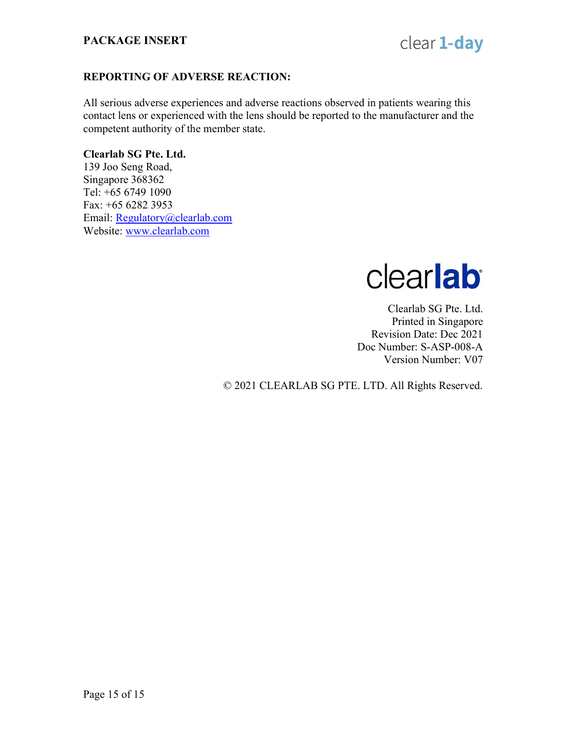## REPORTING OF ADVERSE REACTION:

All serious adverse experiences and adverse reactions observed in patients wearing this contact lens or experienced with the lens should be reported to the manufacturer and the competent authority of the member state.

**Clearlab SG Pte. Ltd.**
139 Joo Seng Road,
Singapore 368362
Tel: +65 6749 1090
Fax: +65 6282 3953
Email: Regulatory@clearlab.com
Website: www.clearlab.com

clearlab

Clearlab SG Pte. Ltd.
Printed in Singapore
Revision Date: Dec 2021
Doc Number: S-ASP-008-A
Version Number: V07

© 2021 CLEARLAB SG PTE. LTD. All Rights Reserved.